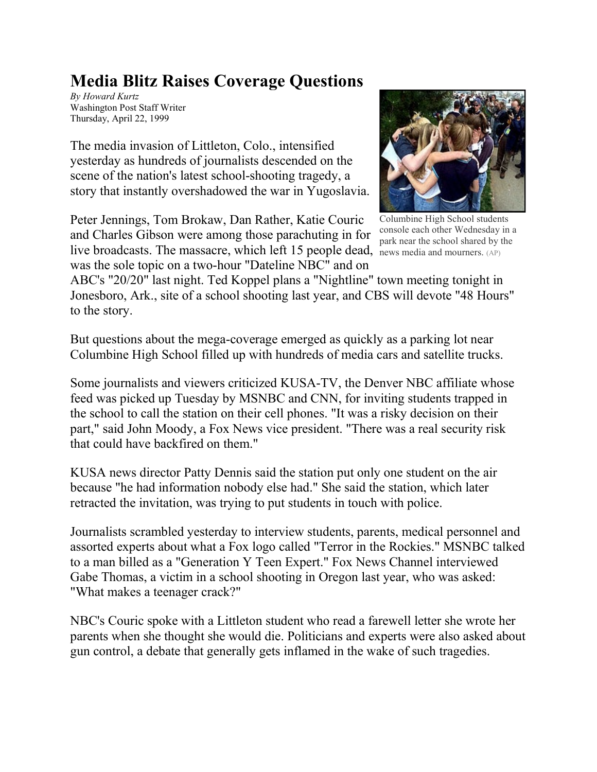# Media Blitz Raises Coverage Questions

*By Howard Kurtz*
Washington Post Staff Writer
Thursday, April 22, 1999

The media invasion of Littleton, Colo., intensified yesterday as hundreds of journalists descended on the scene of the nation's latest school-shooting tragedy, a story that instantly overshadowed the war in Yugoslavia.

Columbine High School students console each other Wednesday in a park near the school shared by the news media and mourners. (AP)

Peter Jennings, Tom Brokaw, Dan Rather, Katie Couric and Charles Gibson were among those parachuting in for live broadcasts. The massacre, which left 15 people dead, was the sole topic on a two-hour "Dateline NBC" and on ABC's "20/20" last night. Ted Koppel plans a "Nightline" town meeting tonight in Jonesboro, Ark., site of a school shooting last year, and CBS will devote "48 Hours" to the story.

But questions about the mega-coverage emerged as quickly as a parking lot near Columbine High School filled up with hundreds of media cars and satellite trucks.

Some journalists and viewers criticized KUSA-TV, the Denver NBC affiliate whose feed was picked up Tuesday by MSNBC and CNN, for inviting students trapped in the school to call the station on their cell phones. "It was a risky decision on their part," said John Moody, a Fox News vice president. "There was a real security risk that could have backfired on them."

KUSA news director Patty Dennis said the station put only one student on the air because "he had information nobody else had." She said the station, which later retracted the invitation, was trying to put students in touch with police.

Journalists scrambled yesterday to interview students, parents, medical personnel and assorted experts about what a Fox logo called "Terror in the Rockies." MSNBC talked to a man billed as a "Generation Y Teen Expert." Fox News Channel interviewed Gabe Thomas, a victim in a school shooting in Oregon last year, who was asked: "What makes a teenager crack?"

NBC's Couric spoke with a Littleton student who read a farewell letter she wrote her parents when she thought she would die. Politicians and experts were also asked about gun control, a debate that generally gets inflamed in the wake of such tragedies.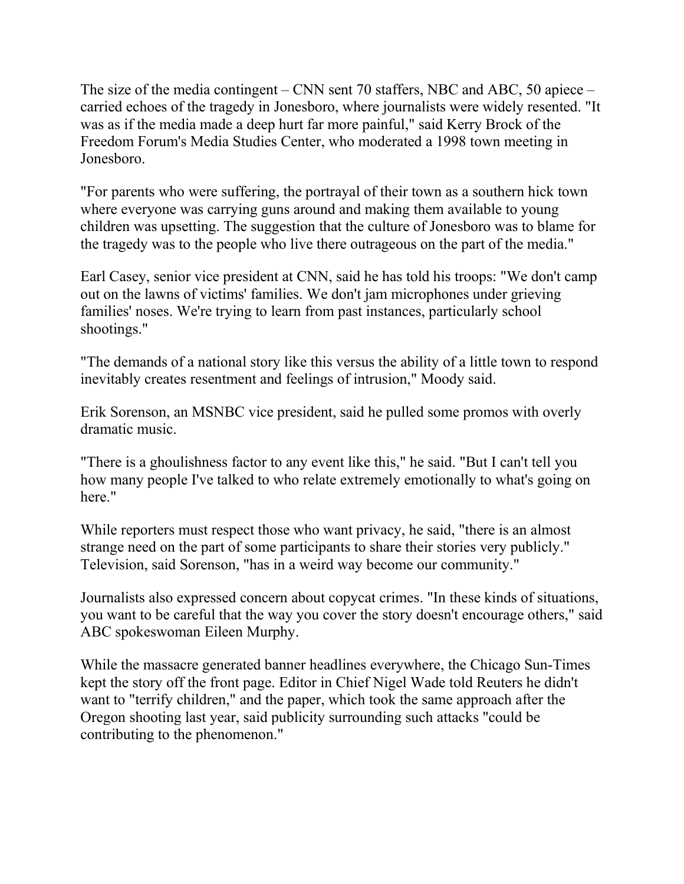The size of the media contingent – CNN sent 70 staffers, NBC and ABC, 50 apiece – carried echoes of the tragedy in Jonesboro, where journalists were widely resented. "It was as if the media made a deep hurt far more painful," said Kerry Brock of the Freedom Forum's Media Studies Center, who moderated a 1998 town meeting in Jonesboro.

"For parents who were suffering, the portrayal of their town as a southern hick town where everyone was carrying guns around and making them available to young children was upsetting. The suggestion that the culture of Jonesboro was to blame for the tragedy was to the people who live there outrageous on the part of the media."

Earl Casey, senior vice president at CNN, said he has told his troops: "We don't camp out on the lawns of victims' families. We don't jam microphones under grieving families' noses. We're trying to learn from past instances, particularly school shootings."

"The demands of a national story like this versus the ability of a little town to respond inevitably creates resentment and feelings of intrusion," Moody said.

Erik Sorenson, an MSNBC vice president, said he pulled some promos with overly dramatic music.

"There is a ghoulishness factor to any event like this," he said. "But I can't tell you how many people I've talked to who relate extremely emotionally to what's going on here."

While reporters must respect those who want privacy, he said, "there is an almost strange need on the part of some participants to share their stories very publicly." Television, said Sorenson, "has in a weird way become our community."

Journalists also expressed concern about copycat crimes. "In these kinds of situations, you want to be careful that the way you cover the story doesn't encourage others," said ABC spokeswoman Eileen Murphy.

While the massacre generated banner headlines everywhere, the Chicago Sun-Times kept the story off the front page. Editor in Chief Nigel Wade told Reuters he didn't want to "terrify children," and the paper, which took the same approach after the Oregon shooting last year, said publicity surrounding such attacks "could be contributing to the phenomenon."